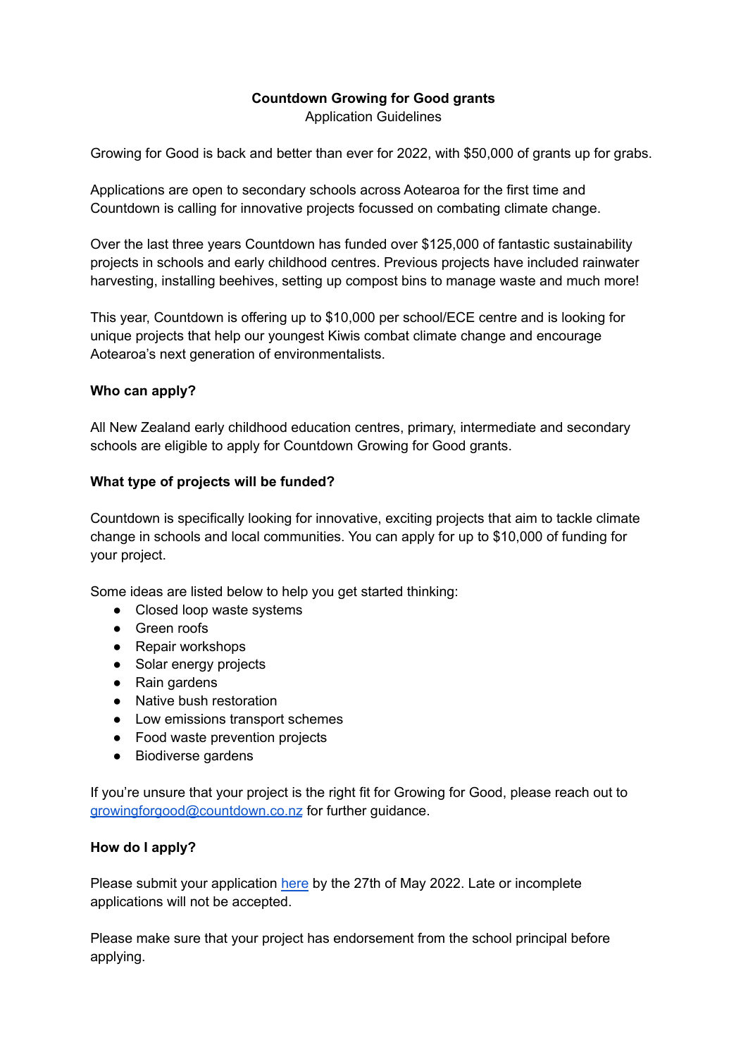# Countdown Growing for Good grants

Application Guidelines

Growing for Good is back and better than ever for 2022, with $50,000 of grants up for grabs.

Applications are open to secondary schools across Aotearoa for the first time and Countdown is calling for innovative projects focussed on combating climate change.

Over the last three years Countdown has funded over $125,000 of fantastic sustainability projects in schools and early childhood centres. Previous projects have included rainwater harvesting, installing beehives, setting up compost bins to manage waste and much more!

This year, Countdown is offering up to $10,000 per school/ECE centre and is looking for unique projects that help our youngest Kiwis combat climate change and encourage Aotearoa's next generation of environmentalists.

## Who can apply?

All New Zealand early childhood education centres, primary, intermediate and secondary schools are eligible to apply for Countdown Growing for Good grants.

## What type of projects will be funded?

Countdown is specifically looking for innovative, exciting projects that aim to tackle climate change in schools and local communities. You can apply for up to $10,000 of funding for your project.

Some ideas are listed below to help you get started thinking:

- Closed loop waste systems
- Green roofs
- Repair workshops
- Solar energy projects
- Rain gardens
- Native bush restoration
- Low emissions transport schemes
- Food waste prevention projects
- Biodiverse gardens

If you're unsure that your project is the right fit for Growing for Good, please reach out to growingforgood@countdown.co.nz for further guidance.

## How do I apply?

Please submit your application here by the 27th of May 2022. Late or incomplete applications will not be accepted.

Please make sure that your project has endorsement from the school principal before applying.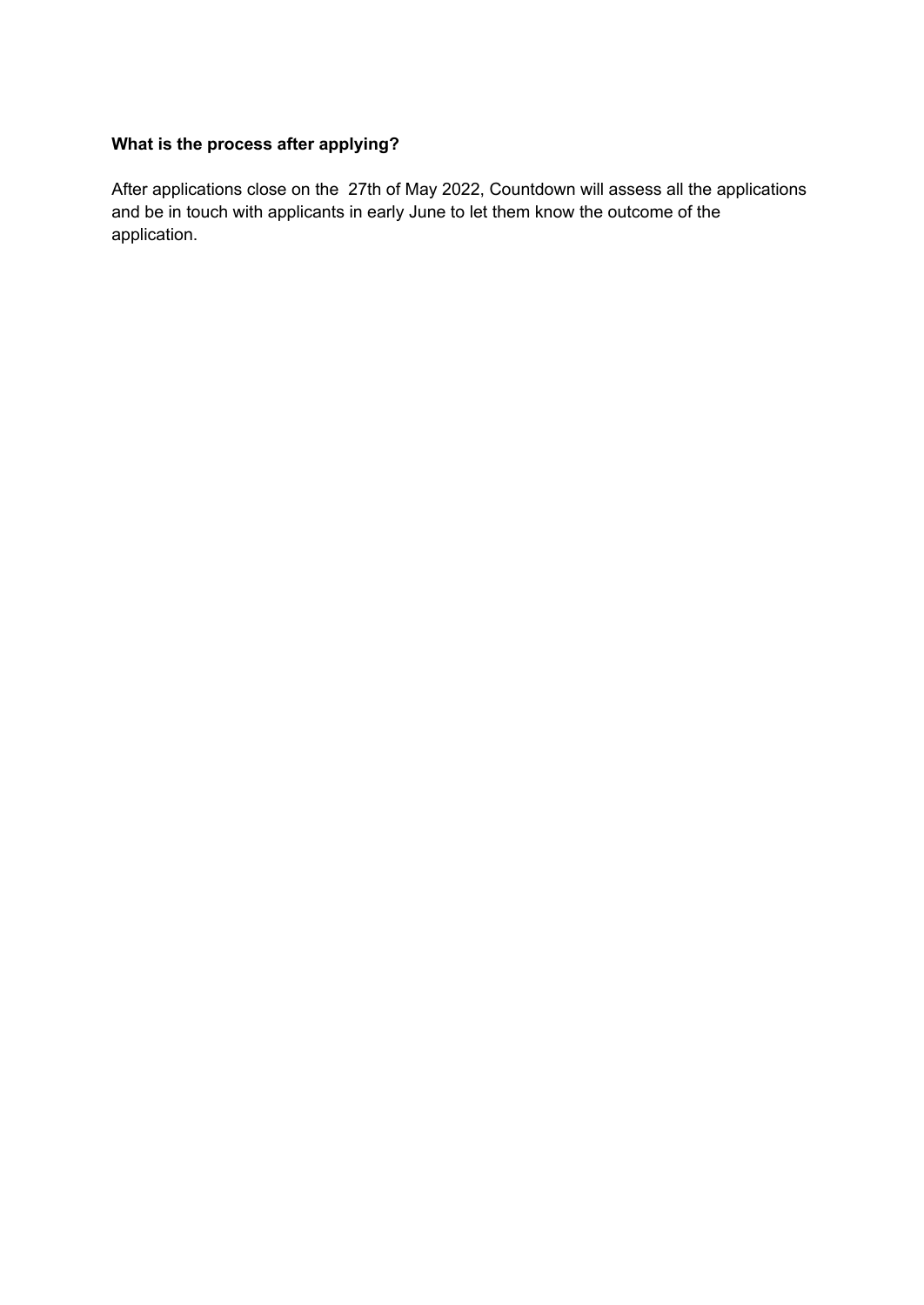**What is the process after applying?**

After applications close on the 27th of May 2022, Countdown will assess all the applications and be in touch with applicants in early June to let them know the outcome of the application.